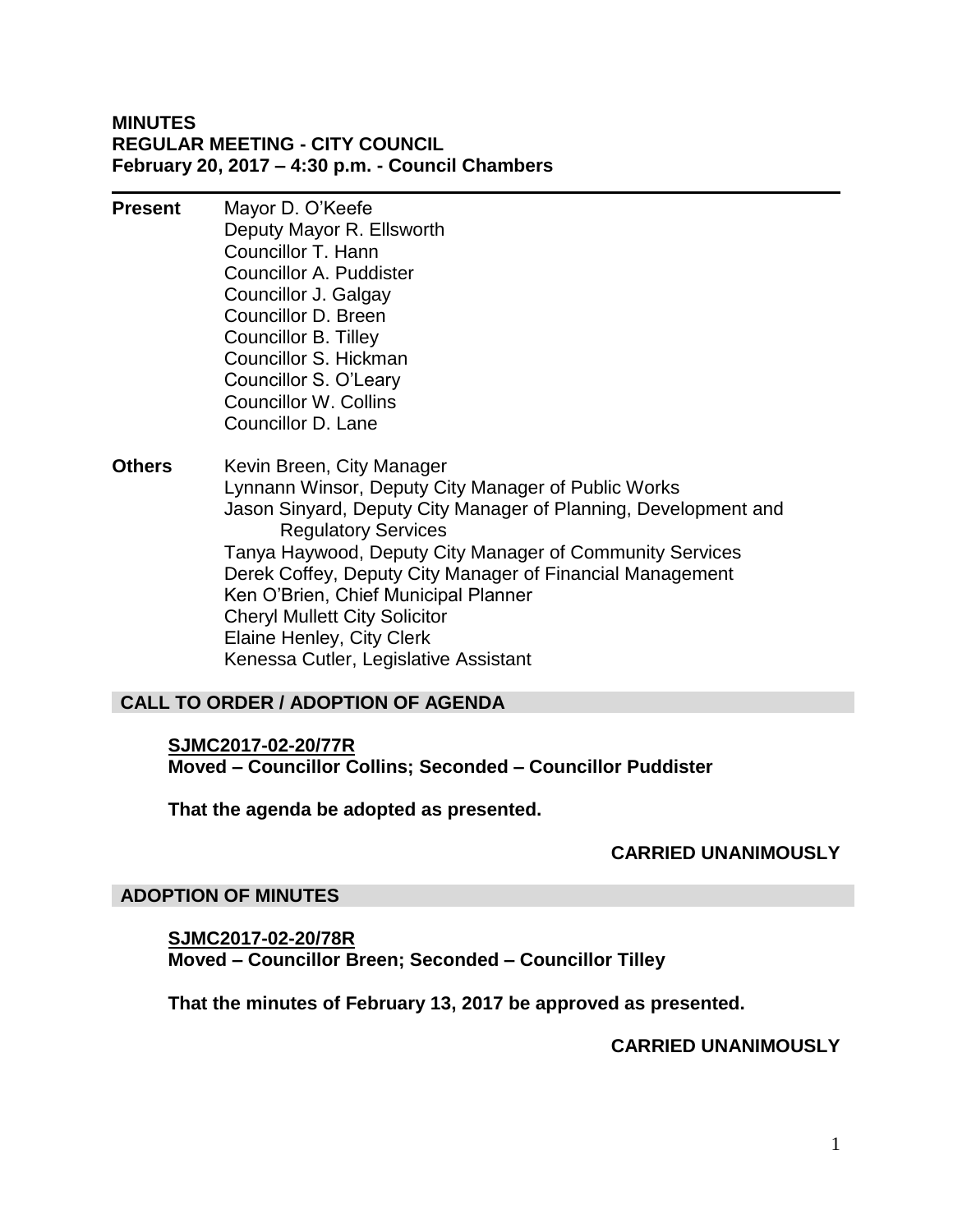**MINUTES**
**REGULAR MEETING - CITY COUNCIL**
**February 20, 2017 – 4:30 p.m. - Council Chambers**

---

**Present**

Mayor D. O'Keefe
Deputy Mayor R. Ellsworth
Councillor T. Hann
Councillor A. Puddister
Councillor J. Galgay
Councillor D. Breen
Councillor B. Tilley
Councillor S. Hickman
Councillor S. O'Leary
Councillor W. Collins
Councillor D. Lane

**Others**

Kevin Breen, City Manager
Lynnann Winsor, Deputy City Manager of Public Works
Jason Sinyard, Deputy City Manager of Planning, Development and Regulatory Services
Tanya Haywood, Deputy City Manager of Community Services
Derek Coffey, Deputy City Manager of Financial Management
Ken O'Brien, Chief Municipal Planner
Cheryl Mullett City Solicitor
Elaine Henley, City Clerk
Kenessa Cutler, Legislative Assistant

## CALL TO ORDER / ADOPTION OF AGENDA

**SJMC2017-02-20/77R**
**Moved – Councillor Collins; Seconded – Councillor Puddister**

**That the agenda be adopted as presented.**

**CARRIED UNANIMOUSLY**

## ADOPTION OF MINUTES

**SJMC2017-02-20/78R**
**Moved – Councillor Breen; Seconded – Councillor Tilley**

**That the minutes of February 13, 2017 be approved as presented.**

**CARRIED UNANIMOUSLY**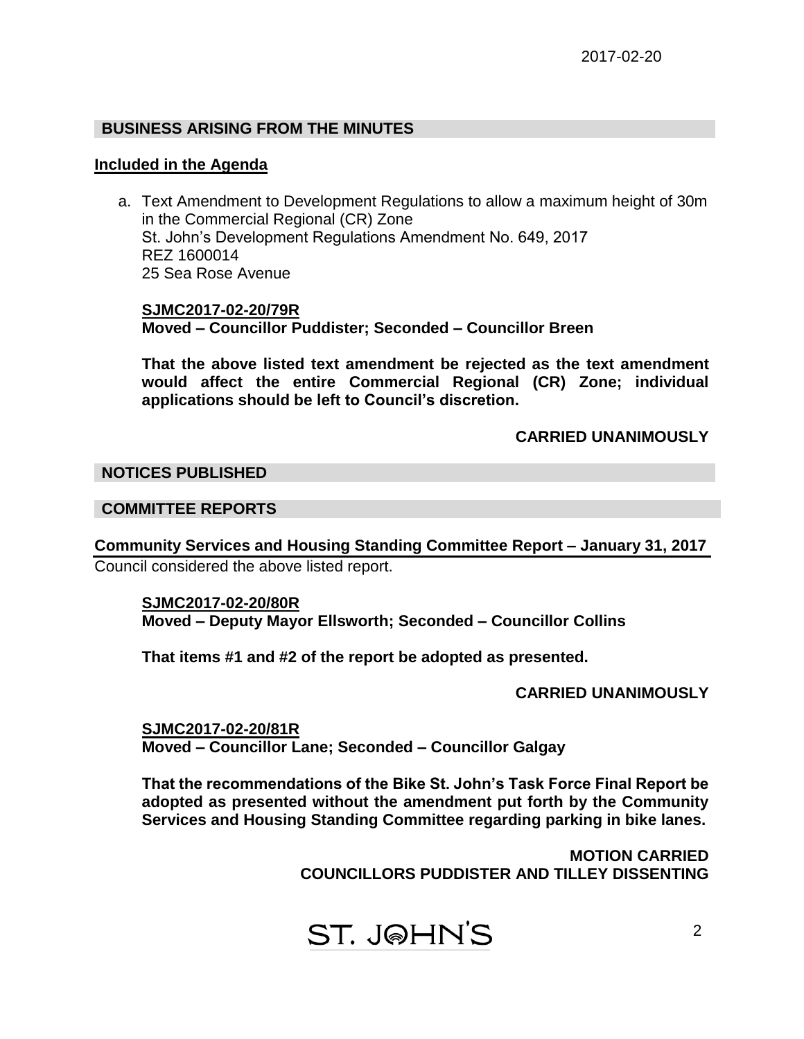## BUSINESS ARISING FROM THE MINUTES

### Included in the Agenda

a. Text Amendment to Development Regulations to allow a maximum height of 30m in the Commercial Regional (CR) Zone
St. John's Development Regulations Amendment No. 649, 2017
REZ 1600014
25 Sea Rose Avenue

**SJMC2017-02-20/79R**
**Moved – Councillor Puddister; Seconded – Councillor Breen**

**That the above listed text amendment be rejected as the text amendment would affect the entire Commercial Regional (CR) Zone; individual applications should be left to Council's discretion.**

**CARRIED UNANIMOUSLY**

## NOTICES PUBLISHED

## COMMITTEE REPORTS

### Community Services and Housing Standing Committee Report – January 31, 2017

Council considered the above listed report.

**SJMC2017-02-20/80R**
**Moved – Deputy Mayor Ellsworth; Seconded – Councillor Collins**

**That items #1 and #2 of the report be adopted as presented.**

**CARRIED UNANIMOUSLY**

**SJMC2017-02-20/81R**
**Moved – Councillor Lane; Seconded – Councillor Galgay**

**That the recommendations of the Bike St. John's Task Force Final Report be adopted as presented without the amendment put forth by the Community Services and Housing Standing Committee regarding parking in bike lanes.**

**MOTION CARRIED**
**COUNCILLORS PUDDISTER AND TILLEY DISSENTING**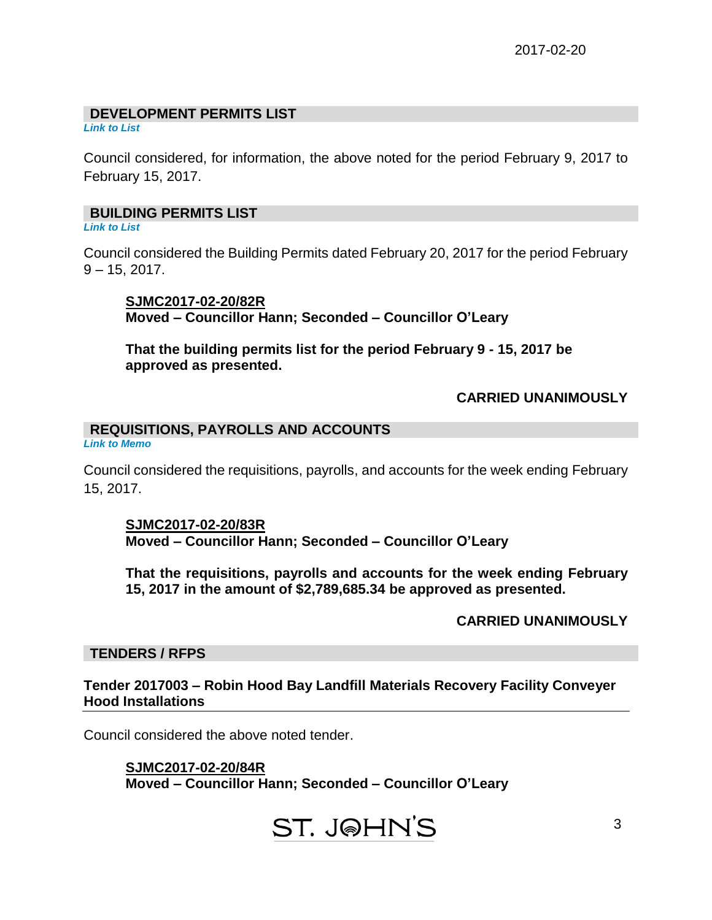## DEVELOPMENT PERMITS LIST

***Link to List***

Council considered, for information, the above noted for the period February 9, 2017 to February 15, 2017.

## BUILDING PERMITS LIST

***Link to List***

Council considered the Building Permits dated February 20, 2017 for the period February 9 – 15, 2017.

> **SJMC2017-02-20/82R**
> **Moved – Councillor Hann; Seconded – Councillor O'Leary**
>
> **That the building permits list for the period February 9 - 15, 2017 be approved as presented.**
>
> **CARRIED UNANIMOUSLY**

## REQUISITIONS, PAYROLLS AND ACCOUNTS

***Link to Memo***

Council considered the requisitions, payrolls, and accounts for the week ending February 15, 2017.

> **SJMC2017-02-20/83R**
> **Moved – Councillor Hann; Seconded – Councillor O'Leary**
>
> **That the requisitions, payrolls and accounts for the week ending February 15, 2017 in the amount of $2,789,685.34 be approved as presented.**
>
> **CARRIED UNANIMOUSLY**

## TENDERS / RFPS

### Tender 2017003 – Robin Hood Bay Landfill Materials Recovery Facility Conveyer Hood Installations

Council considered the above noted tender.

> **SJMC2017-02-20/84R**
> **Moved – Councillor Hann; Seconded – Councillor O'Leary**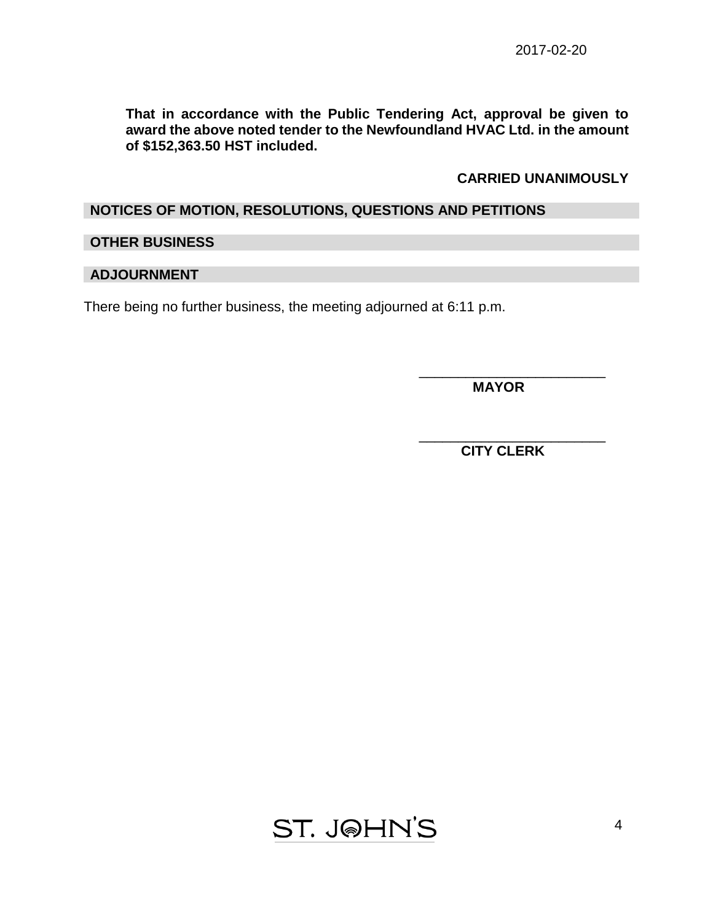**That in accordance with the Public Tendering Act, approval be given to award the above noted tender to the Newfoundland HVAC Ltd. in the amount of $152,363.50 HST included.**

**CARRIED UNANIMOUSLY**

## NOTICES OF MOTION, RESOLUTIONS, QUESTIONS AND PETITIONS

## OTHER BUSINESS

## ADJOURNMENT

There being no further business, the meeting adjourned at 6:11 p.m.

\_\_\_\_\_\_\_\_\_\_\_\_\_\_\_\_\_\_\_\_\_\_\_\_\_\_
**MAYOR**

\_\_\_\_\_\_\_\_\_\_\_\_\_\_\_\_\_\_\_\_\_\_\_\_\_\_
**CITY CLERK**